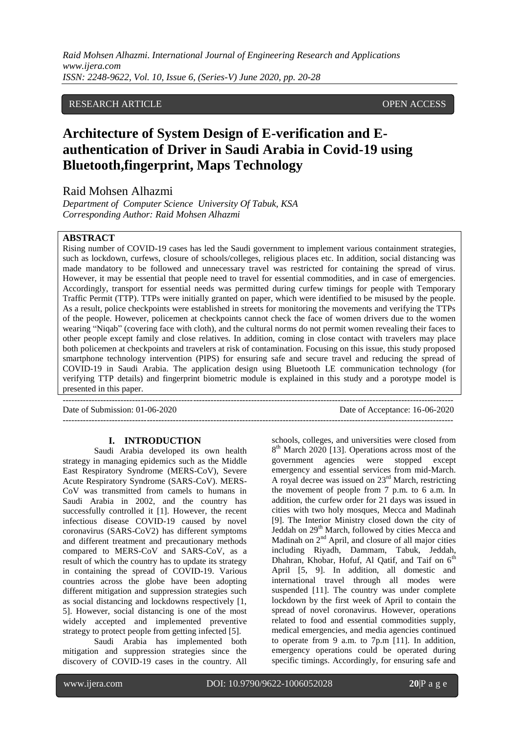RESEARCH ARTICLE OPEN ACCESS

# Architecture of System Design of E-verification and E-authentication of Driver in Saudi Arabia in Covid-19 using Bluetooth,fingerprint, Maps Technology

Raid Mohsen Alhazmi

*Department of Computer Science University Of Tabuk, KSA*
*Corresponding Author: Raid Mohsen Alhazmi*

## ABSTRACT

Rising number of COVID-19 cases has led the Saudi government to implement various containment strategies, such as lockdown, curfews, closure of schools/colleges, religious places etc. In addition, social distancing was made mandatory to be followed and unnecessary travel was restricted for containing the spread of virus. However, it may be essential that people need to travel for essential commodities, and in case of emergencies. Accordingly, transport for essential needs was permitted during curfew timings for people with Temporary Traffic Permit (TTP). TTPs were initially granted on paper, which were identified to be misused by the people. As a result, police checkpoints were established in streets for monitoring the movements and verifying the TTPs of the people. However, policemen at checkpoints cannot check the face of women drivers due to the women wearing "Niqab" (covering face with cloth), and the cultural norms do not permit women revealing their faces to other people except family and close relatives. In addition, coming in close contact with travelers may place both policemen at checkpoints and travelers at risk of contamination. Focusing on this issue, this study proposed smartphone technology intervention (PIPS) for ensuring safe and secure travel and reducing the spread of COVID-19 in Saudi Arabia. The application design using Bluetooth LE communication technology (for verifying TTP details) and fingerprint biometric module is explained in this study and a porotype model is presented in this paper.

---

Date of Submission: 01-06-2020 Date of Acceptance: 16-06-2020

---

## I. INTRODUCTION

Saudi Arabia developed its own health strategy in managing epidemics such as the Middle East Respiratory Syndrome (MERS-CoV), Severe Acute Respiratory Syndrome (SARS-CoV). MERS-CoV was transmitted from camels to humans in Saudi Arabia in 2002, and the country has successfully controlled it [1]. However, the recent infectious disease COVID-19 caused by novel coronavirus (SARS-CoV2) has different symptoms and different treatment and precautionary methods compared to MERS-CoV and SARS-CoV, as a result of which the country has to update its strategy in containing the spread of COVID-19. Various countries across the globe have been adopting different mitigation and suppression strategies such as social distancing and lockdowns respectively [1, 5]. However, social distancing is one of the most widely accepted and implemented preventive strategy to protect people from getting infected [5].

Saudi Arabia has implemented both mitigation and suppression strategies since the discovery of COVID-19 cases in the country. All schools, colleges, and universities were closed from 8th March 2020 [13]. Operations across most of the government agencies were stopped except emergency and essential services from mid-March. A royal decree was issued on 23rd March, restricting the movement of people from 7 p.m. to 6 a.m. In addition, the curfew order for 21 days was issued in cities with two holy mosques, Mecca and Madinah [9]. The Interior Ministry closed down the city of Jeddah on 29th March, followed by cities Mecca and Madinah on 2nd April, and closure of all major cities including Riyadh, Dammam, Tabuk, Jeddah, Dhahran, Khobar, Hofuf, Al Qatif, and Taif on 6th April [5, 9]. In addition, all domestic and international travel through all modes were suspended [11]. The country was under complete lockdown by the first week of April to contain the spread of novel coronavirus. However, operations related to food and essential commodities supply, medical emergencies, and media agencies continued to operate from 9 a.m. to 7p.m [11]. In addition, emergency operations could be operated during specific timings. Accordingly, for ensuring safe and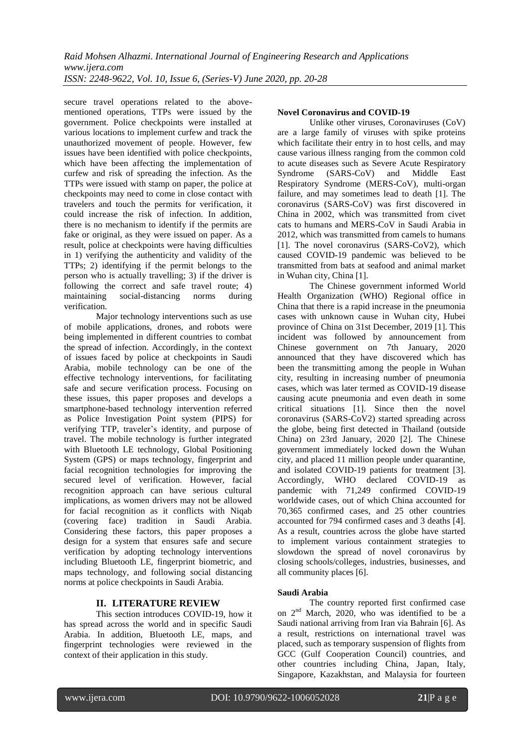secure travel operations related to the above-mentioned operations, TTPs were issued by the government. Police checkpoints were installed at various locations to implement curfew and track the unauthorized movement of people. However, few issues have been identified with police checkpoints, which have been affecting the implementation of curfew and risk of spreading the infection. As the TTPs were issued with stamp on paper, the police at checkpoints may need to come in close contact with travelers and touch the permits for verification, it could increase the risk of infection. In addition, there is no mechanism to identify if the permits are fake or original, as they were issued on paper. As a result, police at checkpoints were having difficulties in 1) verifying the authenticity and validity of the TTPs; 2) identifying if the permit belongs to the person who is actually travelling; 3) if the driver is following the correct and safe travel route; 4) maintaining social-distancing norms during verification.

Major technology interventions such as use of mobile applications, drones, and robots were being implemented in different countries to combat the spread of infection. Accordingly, in the context of issues faced by police at checkpoints in Saudi Arabia, mobile technology can be one of the effective technology interventions, for facilitating safe and secure verification process. Focusing on these issues, this paper proposes and develops a smartphone-based technology intervention referred as Police Investigation Point system (PIPS) for verifying TTP, traveler's identity, and purpose of travel. The mobile technology is further integrated with Bluetooth LE technology, Global Positioning System (GPS) or maps technology, fingerprint and facial recognition technologies for improving the secured level of verification. However, facial recognition approach can have serious cultural implications, as women drivers may not be allowed for facial recognition as it conflicts with Niqab (covering face) tradition in Saudi Arabia. Considering these factors, this paper proposes a design for a system that ensures safe and secure verification by adopting technology interventions including Bluetooth LE, fingerprint biometric, and maps technology, and following social distancing norms at police checkpoints in Saudi Arabia.

## II. LITERATURE REVIEW

This section introduces COVID-19, how it has spread across the world and in specific Saudi Arabia. In addition, Bluetooth LE, maps, and fingerprint technologies were reviewed in the context of their application in this study.

### Novel Coronavirus and COVID-19

Unlike other viruses, Coronaviruses (CoV) are a large family of viruses with spike proteins which facilitate their entry in to host cells, and may cause various illness ranging from the common cold to acute diseases such as Severe Acute Respiratory Syndrome (SARS-CoV) and Middle East Respiratory Syndrome (MERS-CoV), multi-organ failure, and may sometimes lead to death [1]. The coronavirus (SARS-CoV) was first discovered in China in 2002, which was transmitted from civet cats to humans and MERS-CoV in Saudi Arabia in 2012, which was transmitted from camels to humans [1]. The novel coronavirus (SARS-CoV2), which caused COVID-19 pandemic was believed to be transmitted from bats at seafood and animal market in Wuhan city, China [1].

The Chinese government informed World Health Organization (WHO) Regional office in China that there is a rapid increase in the pneumonia cases with unknown cause in Wuhan city, Hubei province of China on 31st December, 2019 [1]. This incident was followed by announcement from Chinese government on 7th January, 2020 announced that they have discovered which has been the transmitting among the people in Wuhan city, resulting in increasing number of pneumonia cases, which was later termed as COVID-19 disease causing acute pneumonia and even death in some critical situations [1]. Since then the novel coronavirus (SARS-CoV2) started spreading across the globe, being first detected in Thailand (outside China) on 23rd January, 2020 [2]. The Chinese government immediately locked down the Wuhan city, and placed 11 million people under quarantine, and isolated COVID-19 patients for treatment [3]. Accordingly, WHO declared COVID-19 as pandemic with 71,249 confirmed COVID-19 worldwide cases, out of which China accounted for 70,365 confirmed cases, and 25 other countries accounted for 794 confirmed cases and 3 deaths [4]. As a result, countries across the globe have started to implement various containment strategies to slowdown the spread of novel coronavirus by closing schools/colleges, industries, businesses, and all community places [6].

### Saudi Arabia

The country reported first confirmed case on 2nd March, 2020, who was identified to be a Saudi national arriving from Iran via Bahrain [6]. As a result, restrictions on international travel was placed, such as temporary suspension of flights from GCC (Gulf Cooperation Council) countries, and other countries including China, Japan, Italy, Singapore, Kazakhstan, and Malaysia for fourteen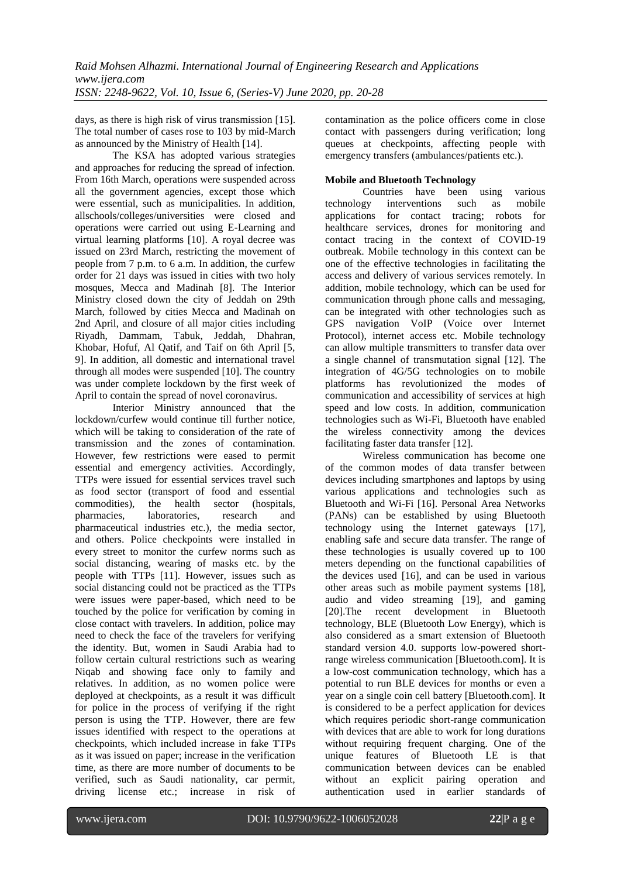days, as there is high risk of virus transmission [15]. The total number of cases rose to 103 by mid-March as announced by the Ministry of Health [14].

The KSA has adopted various strategies and approaches for reducing the spread of infection. From 16th March, operations were suspended across all the government agencies, except those which were essential, such as municipalities. In addition, allschools/colleges/universities were closed and operations were carried out using E-Learning and virtual learning platforms [10]. A royal decree was issued on 23rd March, restricting the movement of people from 7 p.m. to 6 a.m. In addition, the curfew order for 21 days was issued in cities with two holy mosques, Mecca and Madinah [8]. The Interior Ministry closed down the city of Jeddah on 29th March, followed by cities Mecca and Madinah on 2nd April, and closure of all major cities including Riyadh, Dammam, Tabuk, Jeddah, Dhahran, Khobar, Hofuf, Al Qatif, and Taif on 6th April [5, 9]. In addition, all domestic and international travel through all modes were suspended [10]. The country was under complete lockdown by the first week of April to contain the spread of novel coronavirus.

Interior Ministry announced that the lockdown/curfew would continue till further notice, which will be taking to consideration of the rate of transmission and the zones of contamination. However, few restrictions were eased to permit essential and emergency activities. Accordingly, TTPs were issued for essential services travel such as food sector (transport of food and essential commodities), the health sector (hospitals, pharmacies, laboratories, research and pharmaceutical industries etc.), the media sector, and others. Police checkpoints were installed in every street to monitor the curfew norms such as social distancing, wearing of masks etc. by the people with TTPs [11]. However, issues such as social distancing could not be practiced as the TTPs were issues were paper-based, which need to be touched by the police for verification by coming in close contact with travelers. In addition, police may need to check the face of the travelers for verifying the identity. But, women in Saudi Arabia had to follow certain cultural restrictions such as wearing Niqab and showing face only to family and relatives. In addition, as no women police were deployed at checkpoints, as a result it was difficult for police in the process of verifying if the right person is using the TTP. However, there are few issues identified with respect to the operations at checkpoints, which included increase in fake TTPs as it was issued on paper; increase in the verification time, as there are more number of documents to be verified, such as Saudi nationality, car permit, driving license etc.; increase in risk of contamination as the police officers come in close contact with passengers during verification; long queues at checkpoints, affecting people with emergency transfers (ambulances/patients etc.).

**Mobile and Bluetooth Technology**

Countries have been using various technology interventions such as mobile applications for contact tracing; robots for healthcare services, drones for monitoring and contact tracing in the context of COVID-19 outbreak. Mobile technology in this context can be one of the effective technologies in facilitating the access and delivery of various services remotely. In addition, mobile technology, which can be used for communication through phone calls and messaging, can be integrated with other technologies such as GPS navigation VoIP (Voice over Internet Protocol), internet access etc. Mobile technology can allow multiple transmitters to transfer data over a single channel of transmutation signal [12]. The integration of 4G/5G technologies on to mobile platforms has revolutionized the modes of communication and accessibility of services at high speed and low costs. In addition, communication technologies such as Wi-Fi, Bluetooth have enabled the wireless connectivity among the devices facilitating faster data transfer [12].

Wireless communication has become one of the common modes of data transfer between devices including smartphones and laptops by using various applications and technologies such as Bluetooth and Wi-Fi [16]. Personal Area Networks (PANs) can be established by using Bluetooth technology using the Internet gateways [17], enabling safe and secure data transfer. The range of these technologies is usually covered up to 100 meters depending on the functional capabilities of the devices used [16], and can be used in various other areas such as mobile payment systems [18], audio and video streaming [19], and gaming [20].The recent development in Bluetooth technology, BLE (Bluetooth Low Energy), which is also considered as a smart extension of Bluetooth standard version 4.0. supports low-powered short-range wireless communication [Bluetooth.com]. It is a low-cost communication technology, which has a potential to run BLE devices for months or even a year on a single coin cell battery [Bluetooth.com]. It is considered to be a perfect application for devices which requires periodic short-range communication with devices that are able to work for long durations without requiring frequent charging. One of the unique features of Bluetooth LE is that communication between devices can be enabled without an explicit pairing operation and authentication used in earlier standards of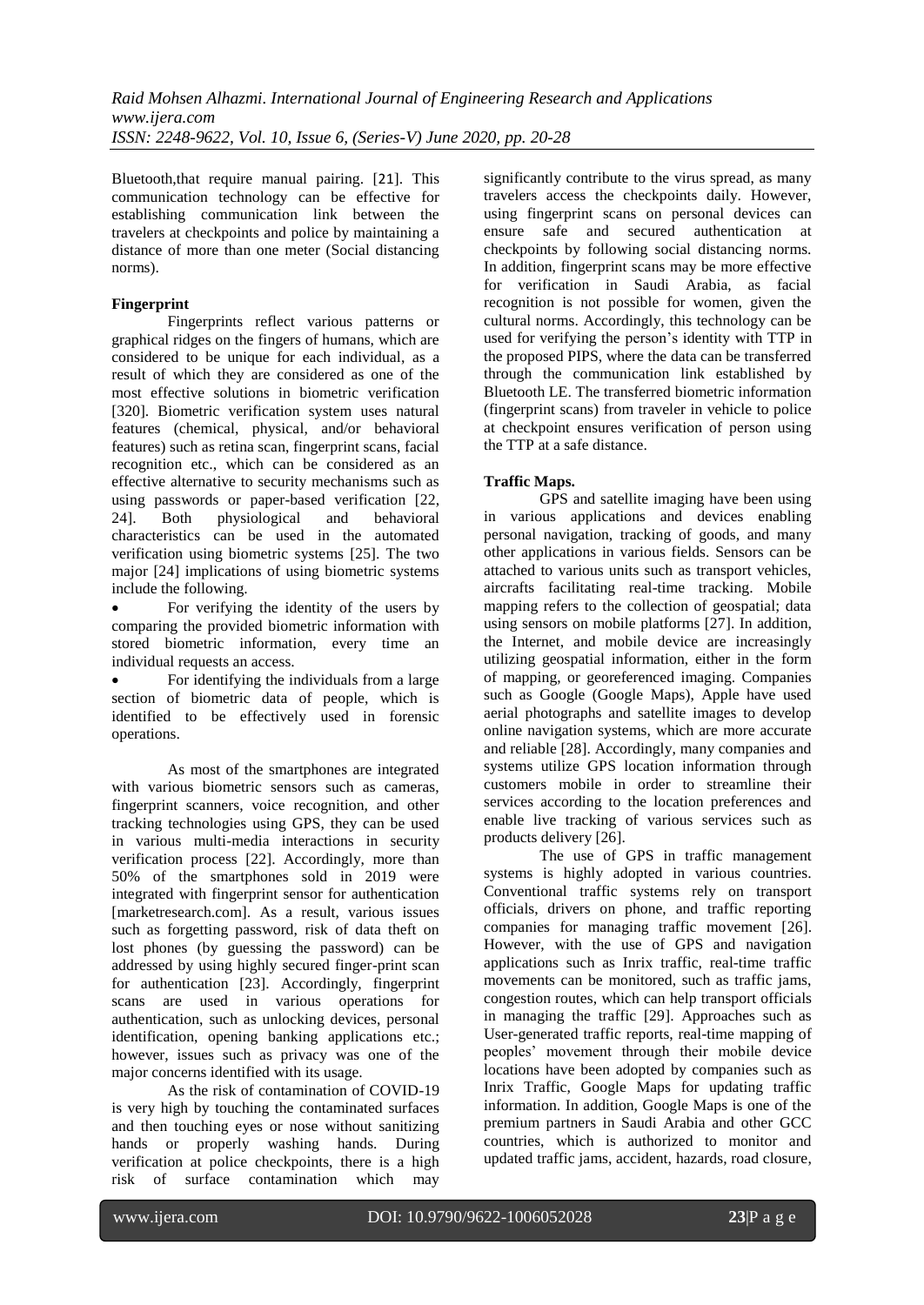Bluetooth,that require manual pairing. [21]. This communication technology can be effective for establishing communication link between the travelers at checkpoints and police by maintaining a distance of more than one meter (Social distancing norms).

**Fingerprint**

Fingerprints reflect various patterns or graphical ridges on the fingers of humans, which are considered to be unique for each individual, as a result of which they are considered as one of the most effective solutions in biometric verification [320]. Biometric verification system uses natural features (chemical, physical, and/or behavioral features) such as retina scan, fingerprint scans, facial recognition etc., which can be considered as an effective alternative to security mechanisms such as using passwords or paper-based verification [22, 24]. Both physiological and behavioral characteristics can be used in the automated verification using biometric systems [25]. The two major [24] implications of using biometric systems include the following.

- For verifying the identity of the users by comparing the provided biometric information with stored biometric information, every time an individual requests an access.
- For identifying the individuals from a large section of biometric data of people, which is identified to be effectively used in forensic operations.

As most of the smartphones are integrated with various biometric sensors such as cameras, fingerprint scanners, voice recognition, and other tracking technologies using GPS, they can be used in various multi-media interactions in security verification process [22]. Accordingly, more than 50% of the smartphones sold in 2019 were integrated with fingerprint sensor for authentication [marketresearch.com]. As a result, various issues such as forgetting password, risk of data theft on lost phones (by guessing the password) can be addressed by using highly secured finger-print scan for authentication [23]. Accordingly, fingerprint scans are used in various operations for authentication, such as unlocking devices, personal identification, opening banking applications etc.; however, issues such as privacy was one of the major concerns identified with its usage.

As the risk of contamination of COVID-19 is very high by touching the contaminated surfaces and then touching eyes or nose without sanitizing hands or properly washing hands. During verification at police checkpoints, there is a high risk of surface contamination which may significantly contribute to the virus spread, as many travelers access the checkpoints daily. However, using fingerprint scans on personal devices can ensure safe and secured authentication at checkpoints by following social distancing norms. In addition, fingerprint scans may be more effective for verification in Saudi Arabia, as facial recognition is not possible for women, given the cultural norms. Accordingly, this technology can be used for verifying the person's identity with TTP in the proposed PIPS, where the data can be transferred through the communication link established by Bluetooth LE. The transferred biometric information (fingerprint scans) from traveler in vehicle to police at checkpoint ensures verification of person using the TTP at a safe distance.

**Traffic Maps.**

GPS and satellite imaging have been using in various applications and devices enabling personal navigation, tracking of goods, and many other applications in various fields. Sensors can be attached to various units such as transport vehicles, aircrafts facilitating real-time tracking. Mobile mapping refers to the collection of geospatial; data using sensors on mobile platforms [27]. In addition, the Internet, and mobile device are increasingly utilizing geospatial information, either in the form of mapping, or georeferenced imaging. Companies such as Google (Google Maps), Apple have used aerial photographs and satellite images to develop online navigation systems, which are more accurate and reliable [28]. Accordingly, many companies and systems utilize GPS location information through customers mobile in order to streamline their services according to the location preferences and enable live tracking of various services such as products delivery [26].

The use of GPS in traffic management systems is highly adopted in various countries. Conventional traffic systems rely on transport officials, drivers on phone, and traffic reporting companies for managing traffic movement [26]. However, with the use of GPS and navigation applications such as Inrix traffic, real-time traffic movements can be monitored, such as traffic jams, congestion routes, which can help transport officials in managing the traffic [29]. Approaches such as User-generated traffic reports, real-time mapping of peoples' movement through their mobile device locations have been adopted by companies such as Inrix Traffic, Google Maps for updating traffic information. In addition, Google Maps is one of the premium partners in Saudi Arabia and other GCC countries, which is authorized to monitor and updated traffic jams, accident, hazards, road closure,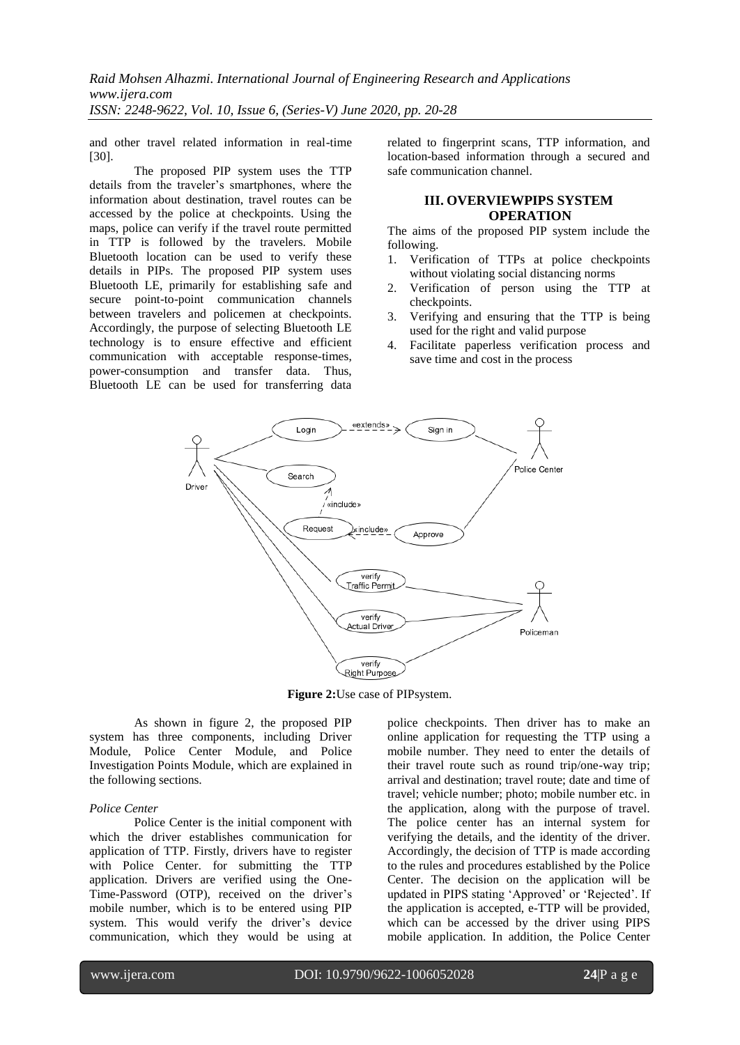and other travel related information in real-time [30].

The proposed PIP system uses the TTP details from the traveler's smartphones, where the information about destination, travel routes can be accessed by the police at checkpoints. Using the maps, police can verify if the travel route permitted in TTP is followed by the travelers. Mobile Bluetooth location can be used to verify these details in PIPs. The proposed PIP system uses Bluetooth LE, primarily for establishing safe and secure point-to-point communication channels between travelers and policemen at checkpoints. Accordingly, the purpose of selecting Bluetooth LE technology is to ensure effective and efficient communication with acceptable response-times, power-consumption and transfer data. Thus, Bluetooth LE can be used for transferring data related to fingerprint scans, TTP information, and location-based information through a secured and safe communication channel.

## III. OVERVIEWPIPS SYSTEM OPERATION

The aims of the proposed PIP system include the following.

1. Verification of TTPs at police checkpoints without violating social distancing norms
2. Verification of person using the TTP at checkpoints.
3. Verifying and ensuring that the TTP is being used for the right and valid purpose
4. Facilitate paperless verification process and save time and cost in the process

**Figure 2:**Use case of PIPsystem.

As shown in figure 2, the proposed PIP system has three components, including Driver Module, Police Center Module, and Police Investigation Points Module, which are explained in the following sections.

*Police Center*

Police Center is the initial component with which the driver establishes communication for application of TTP. Firstly, drivers have to register with Police Center. for submitting the TTP application. Drivers are verified using the One-Time-Password (OTP), received on the driver's mobile number, which is to be entered using PIP system. This would verify the driver's device communication, which they would be using at police checkpoints. Then driver has to make an online application for requesting the TTP using a mobile number. They need to enter the details of their travel route such as round trip/one-way trip; arrival and destination; travel route; date and time of travel; vehicle number; photo; mobile number etc. in the application, along with the purpose of travel. The police center has an internal system for verifying the details, and the identity of the driver. Accordingly, the decision of TTP is made according to the rules and procedures established by the Police Center. The decision on the application will be updated in PIPS stating 'Approved' or 'Rejected'. If the application is accepted, e-TTP will be provided, which can be accessed by the driver using PIPS mobile application. In addition, the Police Center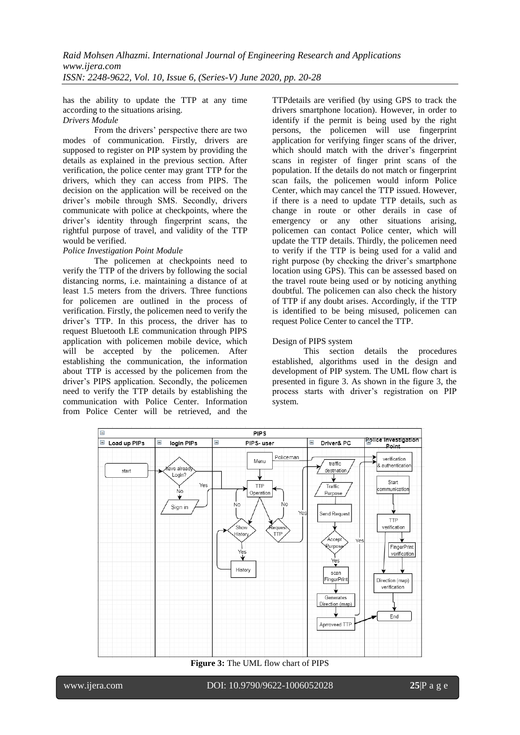has the ability to update the TTP at any time according to the situations arising.

*Drivers Module*

From the drivers' perspective there are two modes of communication. Firstly, drivers are supposed to register on PIP system by providing the details as explained in the previous section. After verification, the police center may grant TTP for the drivers, which they can access from PIPS. The decision on the application will be received on the driver's mobile through SMS. Secondly, drivers communicate with police at checkpoints, where the driver's identity through fingerprint scans, the rightful purpose of travel, and validity of the TTP would be verified.

*Police Investigation Point Module*

The policemen at checkpoints need to verify the TTP of the drivers by following the social distancing norms, i.e. maintaining a distance of at least 1.5 meters from the drivers. Three functions for policemen are outlined in the process of verification. Firstly, the policemen need to verify the driver's TTP. In this process, the driver has to request Bluetooth LE communication through PIPS application with policemen mobile device, which will be accepted by the policemen. After establishing the communication, the information about TTP is accessed by the policemen from the driver's PIPS application. Secondly, the policemen need to verify the TTP details by establishing the communication with Police Center. Information from Police Center will be retrieved, and the TTPdetails are verified (by using GPS to track the drivers smartphone location). However, in order to identify if the permit is being used by the right persons, the policemen will use fingerprint application for verifying finger scans of the driver, which should match with the driver's fingerprint scans in register of finger print scans of the population. If the details do not match or fingerprint scan fails, the policemen would inform Police Center, which may cancel the TTP issued. However, if there is a need to update TTP details, such as change in route or other derails in case of emergency or any other situations arising, policemen can contact Police center, which will update the TTP details. Thirdly, the policemen need to verify if the TTP is being used for a valid and right purpose (by checking the driver's smartphone location using GPS). This can be assessed based on the travel route being used or by noticing anything doubtful. The policemen can also check the history of TTP if any doubt arises. Accordingly, if the TTP is identified to be being misused, policemen can request Police Center to cancel the TTP.

Design of PIPS system

This section details the procedures established, algorithms used in the design and development of PIP system. The UML flow chart is presented in figure 3. As shown in the figure 3, the process starts with driver's registration on PIP system.

**Figure 3:** The UML flow chart of PIPS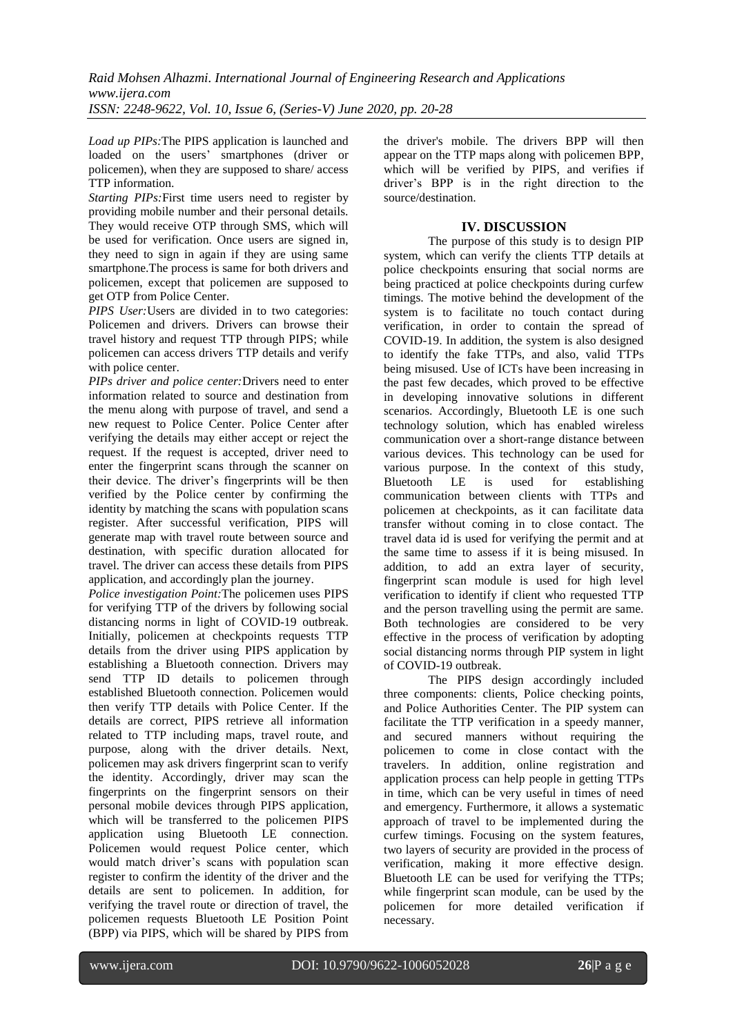*Load up PIPs:*The PIPS application is launched and loaded on the users' smartphones (driver or policemen), when they are supposed to share/ access TTP information.

*Starting PIPs:*First time users need to register by providing mobile number and their personal details. They would receive OTP through SMS, which will be used for verification. Once users are signed in, they need to sign in again if they are using same smartphone.The process is same for both drivers and policemen, except that policemen are supposed to get OTP from Police Center.

*PIPS User:*Users are divided in to two categories: Policemen and drivers. Drivers can browse their travel history and request TTP through PIPS; while policemen can access drivers TTP details and verify with police center.

*PIPs driver and police center:*Drivers need to enter information related to source and destination from the menu along with purpose of travel, and send a new request to Police Center. Police Center after verifying the details may either accept or reject the request. If the request is accepted, driver need to enter the fingerprint scans through the scanner on their device. The driver's fingerprints will be then verified by the Police center by confirming the identity by matching the scans with population scans register. After successful verification, PIPS will generate map with travel route between source and destination, with specific duration allocated for travel. The driver can access these details from PIPS application, and accordingly plan the journey.

*Police investigation Point:*The policemen uses PIPS for verifying TTP of the drivers by following social distancing norms in light of COVID-19 outbreak. Initially, policemen at checkpoints requests TTP details from the driver using PIPS application by establishing a Bluetooth connection. Drivers may send TTP ID details to policemen through established Bluetooth connection. Policemen would then verify TTP details with Police Center. If the details are correct, PIPS retrieve all information related to TTP including maps, travel route, and purpose, along with the driver details. Next, policemen may ask drivers fingerprint scan to verify the identity. Accordingly, driver may scan the fingerprints on the fingerprint sensors on their personal mobile devices through PIPS application, which will be transferred to the policemen PIPS application using Bluetooth LE connection. Policemen would request Police center, which would match driver's scans with population scan register to confirm the identity of the driver and the details are sent to policemen. In addition, for verifying the travel route or direction of travel, the policemen requests Bluetooth LE Position Point (BPP) via PIPS, which will be shared by PIPS from the driver's mobile. The drivers BPP will then appear on the TTP maps along with policemen BPP, which will be verified by PIPS, and verifies if driver's BPP is in the right direction to the source/destination.

## IV. DISCUSSION

The purpose of this study is to design PIP system, which can verify the clients TTP details at police checkpoints ensuring that social norms are being practiced at police checkpoints during curfew timings. The motive behind the development of the system is to facilitate no touch contact during verification, in order to contain the spread of COVID-19. In addition, the system is also designed to identify the fake TTPs, and also, valid TTPs being misused. Use of ICTs have been increasing in the past few decades, which proved to be effective in developing innovative solutions in different scenarios. Accordingly, Bluetooth LE is one such technology solution, which has enabled wireless communication over a short-range distance between various devices. This technology can be used for various purpose. In the context of this study, Bluetooth LE is used for establishing communication between clients with TTPs and policemen at checkpoints, as it can facilitate data transfer without coming in to close contact. The travel data id is used for verifying the permit and at the same time to assess if it is being misused. In addition, to add an extra layer of security, fingerprint scan module is used for high level verification to identify if client who requested TTP and the person travelling using the permit are same. Both technologies are considered to be very effective in the process of verification by adopting social distancing norms through PIP system in light of COVID-19 outbreak.

The PIPS design accordingly included three components: clients, Police checking points, and Police Authorities Center. The PIP system can facilitate the TTP verification in a speedy manner, and secured manners without requiring the policemen to come in close contact with the travelers. In addition, online registration and application process can help people in getting TTPs in time, which can be very useful in times of need and emergency. Furthermore, it allows a systematic approach of travel to be implemented during the curfew timings. Focusing on the system features, two layers of security are provided in the process of verification, making it more effective design. Bluetooth LE can be used for verifying the TTPs; while fingerprint scan module, can be used by the policemen for more detailed verification if necessary.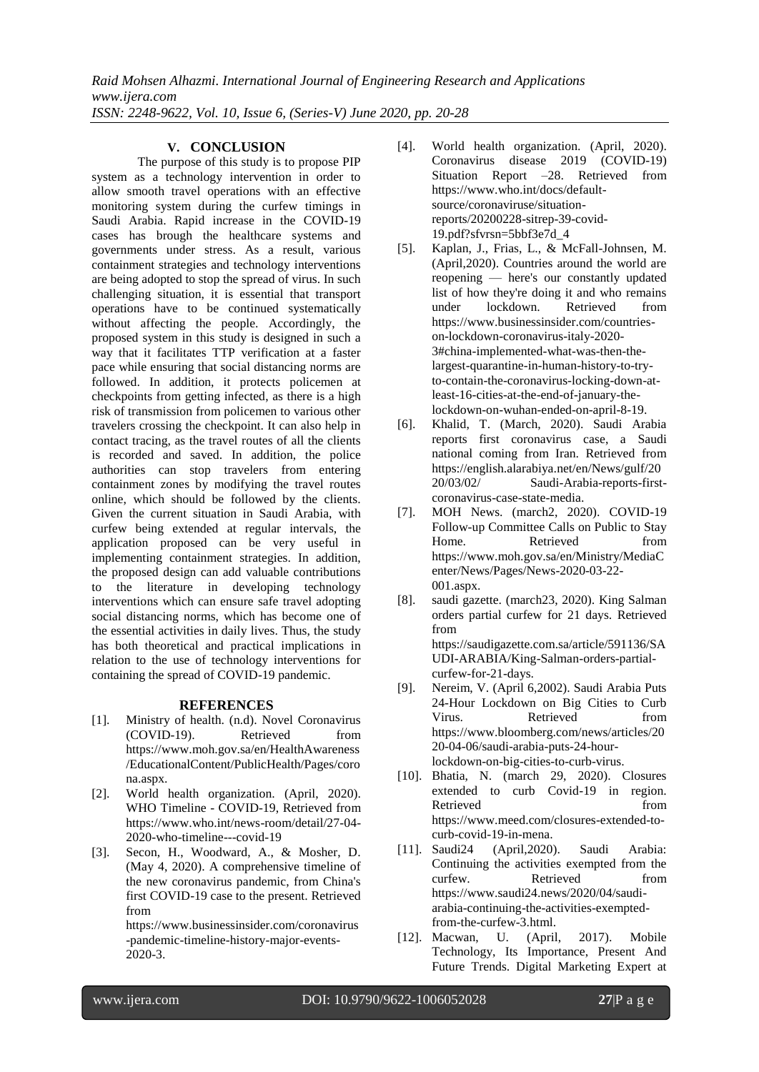## V. CONCLUSION

The purpose of this study is to propose PIP system as a technology intervention in order to allow smooth travel operations with an effective monitoring system during the curfew timings in Saudi Arabia. Rapid increase in the COVID-19 cases has brough the healthcare systems and governments under stress. As a result, various containment strategies and technology interventions are being adopted to stop the spread of virus. In such challenging situation, it is essential that transport operations have to be continued systematically without affecting the people. Accordingly, the proposed system in this study is designed in such a way that it facilitates TTP verification at a faster pace while ensuring that social distancing norms are followed. In addition, it protects policemen at checkpoints from getting infected, as there is a high risk of transmission from policemen to various other travelers crossing the checkpoint. It can also help in contact tracing, as the travel routes of all the clients is recorded and saved. In addition, the police authorities can stop travelers from entering containment zones by modifying the travel routes online, which should be followed by the clients. Given the current situation in Saudi Arabia, with curfew being extended at regular intervals, the application proposed can be very useful in implementing containment strategies. In addition, the proposed design can add valuable contributions to the literature in developing technology interventions which can ensure safe travel adopting social distancing norms, which has become one of the essential activities in daily lives. Thus, the study has both theoretical and practical implications in relation to the use of technology interventions for containing the spread of COVID-19 pandemic.

## REFERENCES

[1]. Ministry of health. (n.d). Novel Coronavirus (COVID-19). Retrieved from https://www.moh.gov.sa/en/HealthAwareness/EducationalContent/PublicHealth/Pages/corona.aspx.

[2]. World health organization. (April, 2020). WHO Timeline - COVID-19, Retrieved from https://www.who.int/news-room/detail/27-04-2020-who-timeline---covid-19

[3]. Secon, H., Woodward, A., & Mosher, D. (May 4, 2020). A comprehensive timeline of the new coronavirus pandemic, from China's first COVID-19 case to the present. Retrieved from https://www.businessinsider.com/coronavirus-pandemic-timeline-history-major-events-2020-3.

[4]. World health organization. (April, 2020). Coronavirus disease 2019 (COVID-19) Situation Report –28. Retrieved from https://www.who.int/docs/default-source/coronaviruse/situation-reports/20200228-sitrep-39-covid-19.pdf?sfvrsn=5bbf3e7d_4

[5]. Kaplan, J., Frias, L., & McFall-Johnsen, M. (April,2020). Countries around the world are reopening — here's our constantly updated list of how they're doing it and who remains under lockdown. Retrieved from https://www.businessinsider.com/countries-on-lockdown-coronavirus-italy-2020-3#china-implemented-what-was-then-the-largest-quarantine-in-human-history-to-try-to-contain-the-coronavirus-locking-down-at-least-16-cities-at-the-end-of-january-the-lockdown-on-wuhan-ended-on-april-8-19.

[6]. Khalid, T. (March, 2020). Saudi Arabia reports first coronavirus case, a Saudi national coming from Iran. Retrieved from https://english.alarabiya.net/en/News/gulf/2020/03/02/ Saudi-Arabia-reports-first-coronavirus-case-state-media.

[7]. MOH News. (march2, 2020). COVID-19 Follow-up Committee Calls on Public to Stay Home. Retrieved from https://www.moh.gov.sa/en/Ministry/MediaCenter/News/Pages/News-2020-03-22-001.aspx.

[8]. saudi gazette. (march23, 2020). King Salman orders partial curfew for 21 days. Retrieved from https://saudigazette.com.sa/article/591136/SAUDI-ARABIA/King-Salman-orders-partial-curfew-for-21-days.

[9]. Nereim, V. (April 6,2002). Saudi Arabia Puts 24-Hour Lockdown on Big Cities to Curb Virus. Retrieved from https://www.bloomberg.com/news/articles/2020-04-06/saudi-arabia-puts-24-hour-lockdown-on-big-cities-to-curb-virus.

[10]. Bhatia, N. (march 29, 2020). Closures extended to curb Covid-19 in region. Retrieved from https://www.meed.com/closures-extended-to-curb-covid-19-in-mena.

[11]. Saudi24 (April,2020). Saudi Arabia: Continuing the activities exempted from the curfew. Retrieved from https://www.saudi24.news/2020/04/saudi-arabia-continuing-the-activities-exempted-from-the-curfew-3.html.

[12]. Macwan, U. (April, 2017). Mobile Technology, Its Importance, Present And Future Trends. Digital Marketing Expert at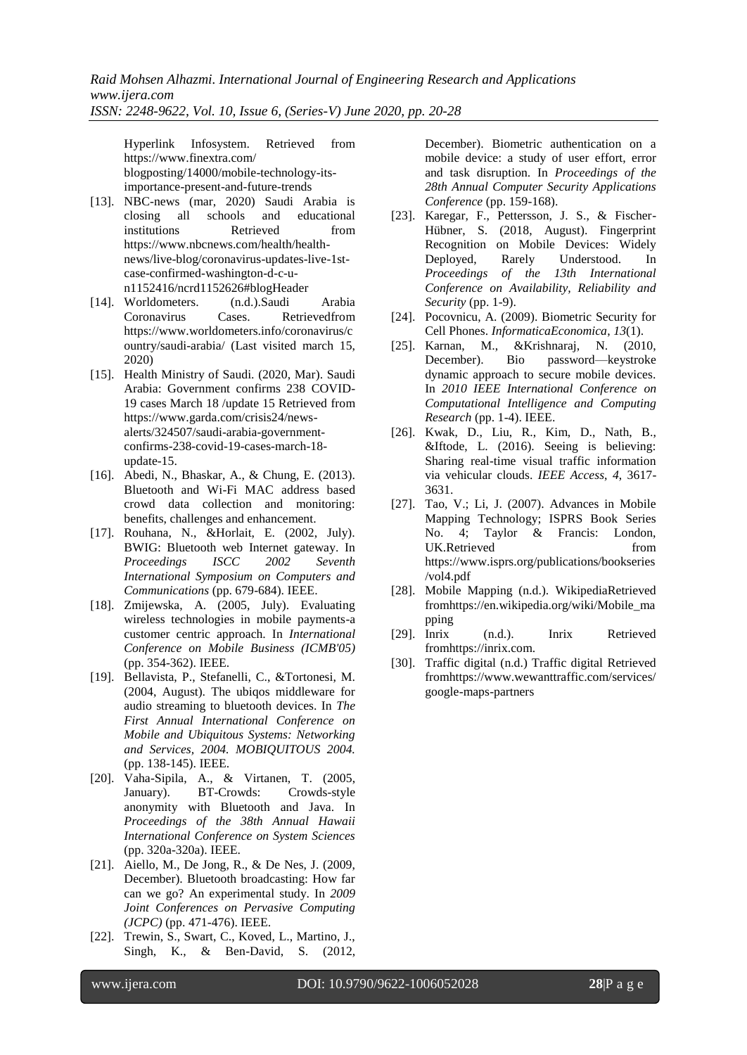Hyperlink Infosystem. Retrieved from https://www.finextra.com/blogposting/14000/mobile-technology-its-importance-present-and-future-trends

[13]. NBC-news (mar, 2020) Saudi Arabia is closing all schools and educational institutions Retrieved from https://www.nbcnews.com/health/health-news/live-blog/coronavirus-updates-live-1st-case-confirmed-washington-d-c-u-n1152416/ncrd1152626#blogHeader

[14]. Worldometers. (n.d.).Saudi Arabia Coronavirus Cases. Retrievedfrom https://www.worldometers.info/coronavirus/country/saudi-arabia/ (Last visited march 15, 2020)

[15]. Health Ministry of Saudi. (2020, Mar). Saudi Arabia: Government confirms 238 COVID-19 cases March 18 /update 15 Retrieved from https://www.garda.com/crisis24/news-alerts/324507/saudi-arabia-government-confirms-238-covid-19-cases-march-18-update-15.

[16]. Abedi, N., Bhaskar, A., & Chung, E. (2013). Bluetooth and Wi-Fi MAC address based crowd data collection and monitoring: benefits, challenges and enhancement.

[17]. Rouhana, N., &Horlait, E. (2002, July). BWIG: Bluetooth web Internet gateway. In *Proceedings ISCC 2002 Seventh International Symposium on Computers and Communications* (pp. 679-684). IEEE.

[18]. Zmijewska, A. (2005, July). Evaluating wireless technologies in mobile payments-a customer centric approach. In *International Conference on Mobile Business (ICMB'05)* (pp. 354-362). IEEE.

[19]. Bellavista, P., Stefanelli, C., &Tortonesi, M. (2004, August). The ubiqos middleware for audio streaming to bluetooth devices. In *The First Annual International Conference on Mobile and Ubiquitous Systems: Networking and Services, 2004. MOBIQUITOUS 2004.* (pp. 138-145). IEEE.

[20]. Vaha-Sipila, A., & Virtanen, T. (2005, January). BT-Crowds: Crowds-style anonymity with Bluetooth and Java. In *Proceedings of the 38th Annual Hawaii International Conference on System Sciences* (pp. 320a-320a). IEEE.

[21]. Aiello, M., De Jong, R., & De Nes, J. (2009, December). Bluetooth broadcasting: How far can we go? An experimental study. In *2009 Joint Conferences on Pervasive Computing (JCPC)* (pp. 471-476). IEEE.

[22]. Trewin, S., Swart, C., Koved, L., Martino, J., Singh, K., & Ben-David, S. (2012, December). Biometric authentication on a mobile device: a study of user effort, error and task disruption. In *Proceedings of the 28th Annual Computer Security Applications Conference* (pp. 159-168).

[23]. Karegar, F., Pettersson, J. S., & Fischer-Hübner, S. (2018, August). Fingerprint Recognition on Mobile Devices: Widely Deployed, Rarely Understood. In *Proceedings of the 13th International Conference on Availability, Reliability and Security* (pp. 1-9).

[24]. Pocovnicu, A. (2009). Biometric Security for Cell Phones. *InformaticaEconomica*, *13*(1).

[25]. Karnan, M., &Krishnaraj, N. (2010, December). Bio password—keystroke dynamic approach to secure mobile devices. In *2010 IEEE International Conference on Computational Intelligence and Computing Research* (pp. 1-4). IEEE.

[26]. Kwak, D., Liu, R., Kim, D., Nath, B., &Iftode, L. (2016). Seeing is believing: Sharing real-time visual traffic information via vehicular clouds. *IEEE Access*, *4*, 3617-3631.

[27]. Tao, V.; Li, J. (2007). Advances in Mobile Mapping Technology; ISPRS Book Series No. 4; Taylor & Francis: London, UK.Retrieved from https://www.isprs.org/publications/bookseries/vol4.pdf

[28]. Mobile Mapping (n.d.). WikipediaRetrieved fromhttps://en.wikipedia.org/wiki/Mobile_mapping

[29]. Inrix (n.d.). Inrix Retrieved fromhttps://inrix.com.

[30]. Traffic digital (n.d.) Traffic digital Retrieved fromhttps://www.wewanttraffic.com/services/google-maps-partners